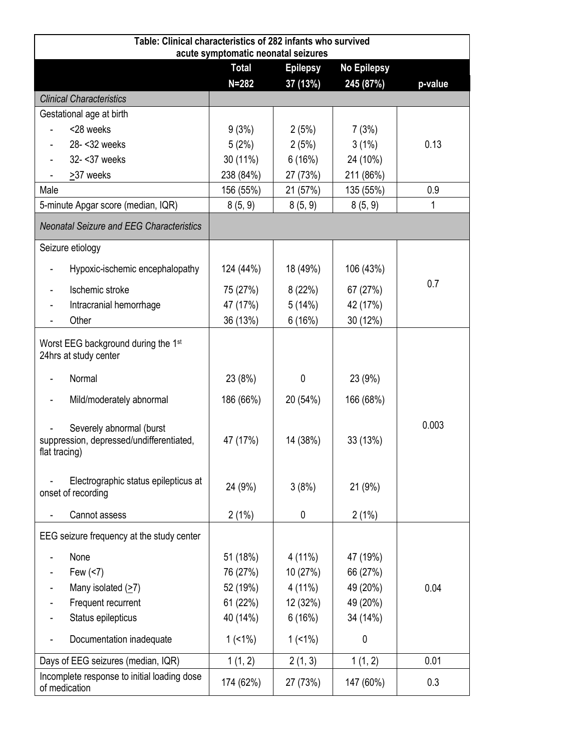**Table: Clinical characteristics of 282 infants who survived acute symptomatic neonatal seizures**

| | Total N=282 | Epilepsy 37 (13%) | No Epilepsy 245 (87%) | p-value |
|---|---|---|---|---|
| *Clinical Characteristics* | | | | |
| Gestational age at birth | | | | 0.13 |
| - <28 weeks | 9 (3%) | 2 (5%) | 7 (3%) | |
| - 28- <32 weeks | 5 (2%) | 2 (5%) | 3 (1%) | |
| - 32- <37 weeks | 30 (11%) | 6 (16%) | 24 (10%) | |
| - ≥37 weeks | 238 (84%) | 27 (73%) | 211 (86%) | |
| Male | 156 (55%) | 21 (57%) | 135 (55%) | 0.9 |
| 5-minute Apgar score (median, IQR) | 8 (5, 9) | 8 (5, 9) | 8 (5, 9) | 1 |
| *Neonatal Seizure and EEG Characteristics* | | | | |
| Seizure etiology | | | | 0.7 |
| - Hypoxic-ischemic encephalopathy | 124 (44%) | 18 (49%) | 106 (43%) | |
| - Ischemic stroke | 75 (27%) | 8 (22%) | 67 (27%) | |
| - Intracranial hemorrhage | 47 (17%) | 5 (14%) | 42 (17%) | |
| - Other | 36 (13%) | 6 (16%) | 30 (12%) | |
| Worst EEG background during the 1st 24hrs at study center | | | | 0.003 |
| - Normal | 23 (8%) | 0 | 23 (9%) | |
| - Mild/moderately abnormal | 186 (66%) | 20 (54%) | 166 (68%) | |
| - Severely abnormal (burst suppression, depressed/undifferentiated, flat tracing) | 47 (17%) | 14 (38%) | 33 (13%) | |
| - Electrographic status epilepticus at onset of recording | 24 (9%) | 3 (8%) | 21 (9%) | |
| - Cannot assess | 2 (1%) | 0 | 2 (1%) | |
| EEG seizure frequency at the study center | | | | 0.04 |
| - None | 51 (18%) | 4 (11%) | 47 (19%) | |
| - Few (<7) | 76 (27%) | 10 (27%) | 66 (27%) | |
| - Many isolated (≥7) | 52 (19%) | 4 (11%) | 49 (20%) | |
| - Frequent recurrent | 61 (22%) | 12 (32%) | 49 (20%) | |
| - Status epilepticus | 40 (14%) | 6 (16%) | 34 (14%) | |
| - Documentation inadequate | 1 (<1%) | 1 (<1%) | 0 | |
| Days of EEG seizures (median, IQR) | 1 (1, 2) | 2 (1, 3) | 1 (1, 2) | 0.01 |
| Incomplete response to initial loading dose of medication | 174 (62%) | 27 (73%) | 147 (60%) | 0.3 |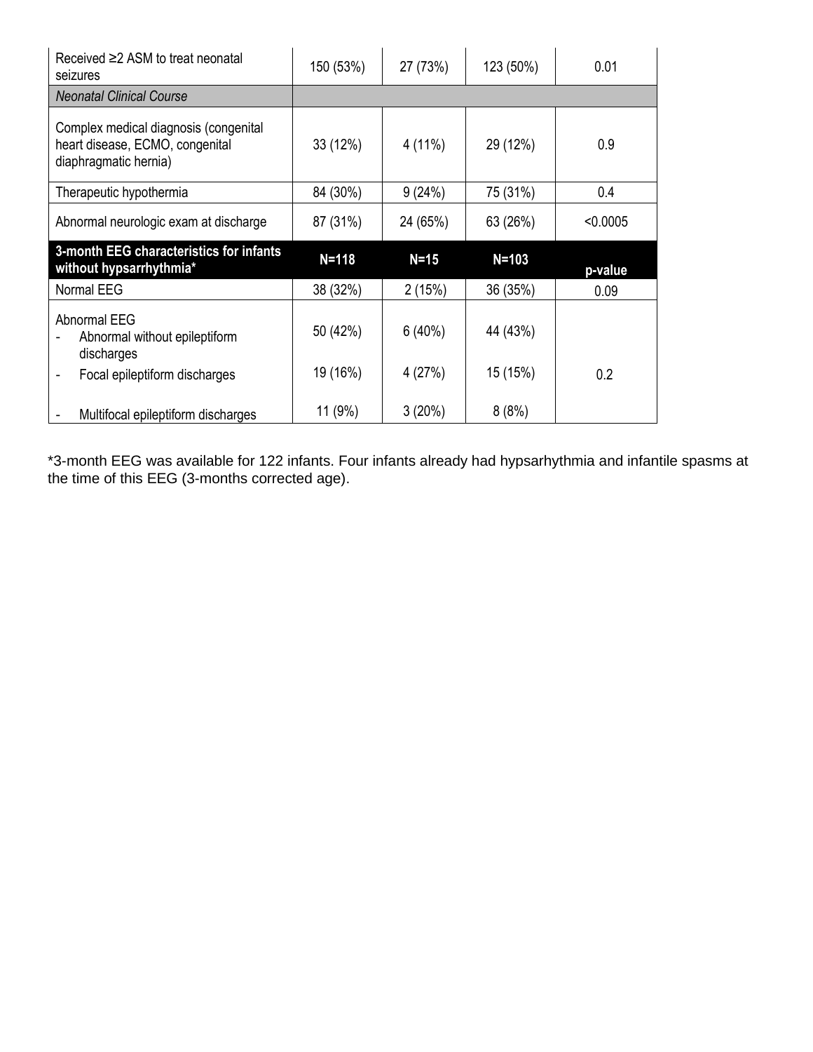| | | | | |
|---|---|---|---|---|
| Received ≥2 ASM to treat neonatal seizures | 150 (53%) | 27 (73%) | 123 (50%) | 0.01 |
| *Neonatal Clinical Course* | | | | |
| Complex medical diagnosis (congenital heart disease, ECMO, congenital diaphragmatic hernia) | 33 (12%) | 4 (11%) | 29 (12%) | 0.9 |
| Therapeutic hypothermia | 84 (30%) | 9 (24%) | 75 (31%) | 0.4 |
| Abnormal neurologic exam at discharge | 87 (31%) | 24 (65%) | 63 (26%) | <0.0005 |
| **3-month EEG characteristics for infants without hypsarrhythmia*** | **N=118** | **N=15** | **N=103** | **p-value** |
| Normal EEG | 38 (32%) | 2 (15%) | 36 (35%) | 0.09 |
| Abnormal EEG<br>- Abnormal without epileptiform discharges | 50 (42%) | 6 (40%) | 44 (43%) | 0.2 |
| - Focal epileptiform discharges | 19 (16%) | 4 (27%) | 15 (15%) | |
| - Multifocal epileptiform discharges | 11 (9%) | 3 (20%) | 8 (8%) | |

*3-month EEG was available for 122 infants. Four infants already had hypsarhythmia and infantile spasms at the time of this EEG (3-months corrected age).